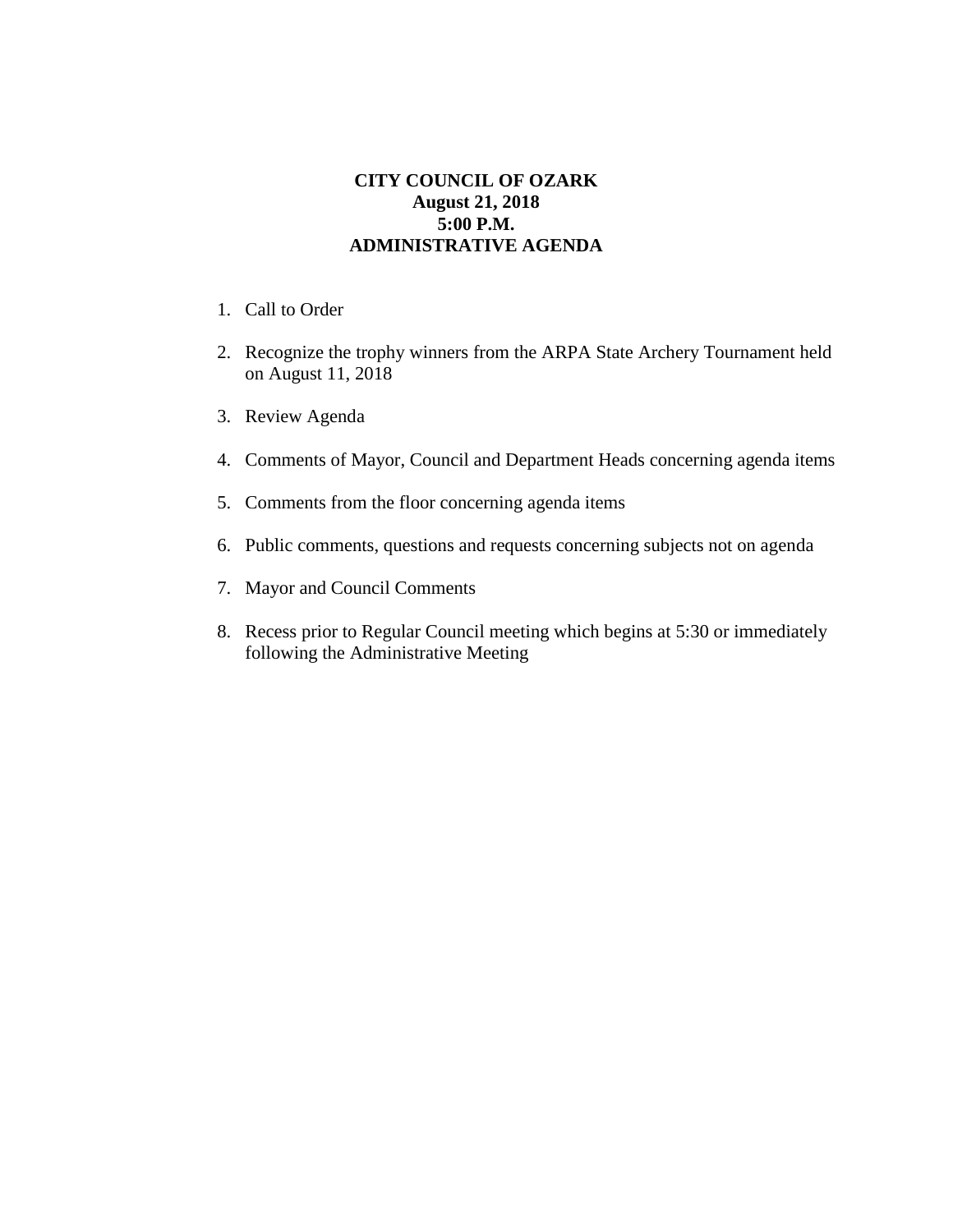# CITY COUNCIL OF OZARK
**August 21, 2018**
**5:00 P.M.**
**ADMINISTRATIVE AGENDA**

1. Call to Order
2. Recognize the trophy winners from the ARPA State Archery Tournament held on August 11, 2018
3. Review Agenda
4. Comments of Mayor, Council and Department Heads concerning agenda items
5. Comments from the floor concerning agenda items
6. Public comments, questions and requests concerning subjects not on agenda
7. Mayor and Council Comments
8. Recess prior to Regular Council meeting which begins at 5:30 or immediately following the Administrative Meeting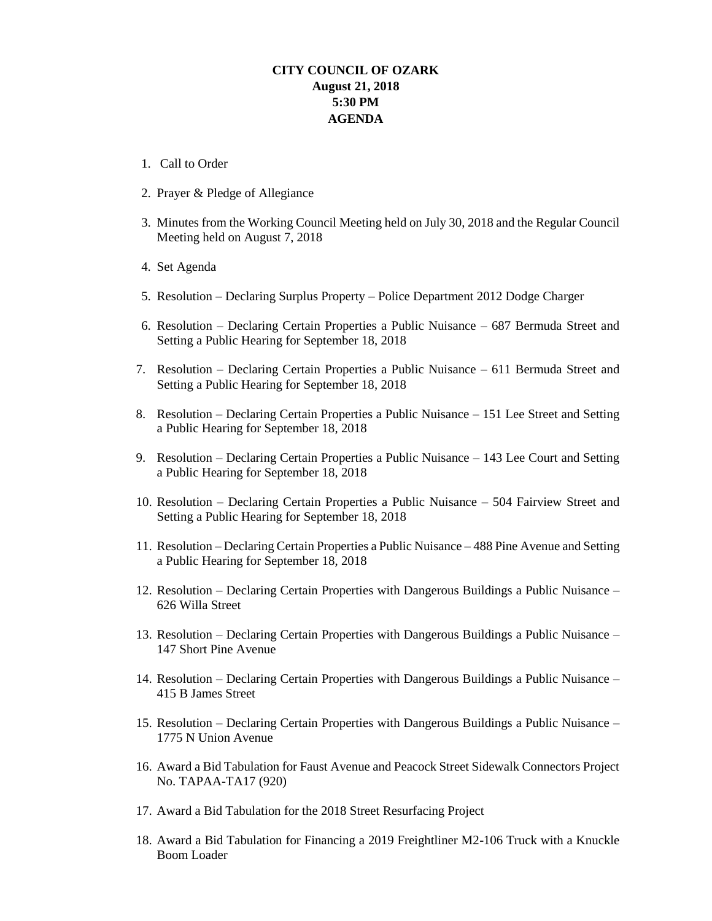**CITY COUNCIL OF OZARK**
**August 21, 2018**
**5:30 PM**
**AGENDA**

1. Call to Order
2. Prayer & Pledge of Allegiance
3. Minutes from the Working Council Meeting held on July 30, 2018 and the Regular Council Meeting held on August 7, 2018
4. Set Agenda
5. Resolution – Declaring Surplus Property – Police Department 2012 Dodge Charger
6. Resolution – Declaring Certain Properties a Public Nuisance – 687 Bermuda Street and Setting a Public Hearing for September 18, 2018
7. Resolution – Declaring Certain Properties a Public Nuisance – 611 Bermuda Street and Setting a Public Hearing for September 18, 2018
8. Resolution – Declaring Certain Properties a Public Nuisance – 151 Lee Street and Setting a Public Hearing for September 18, 2018
9. Resolution – Declaring Certain Properties a Public Nuisance – 143 Lee Court and Setting a Public Hearing for September 18, 2018
10. Resolution – Declaring Certain Properties a Public Nuisance – 504 Fairview Street and Setting a Public Hearing for September 18, 2018
11. Resolution – Declaring Certain Properties a Public Nuisance – 488 Pine Avenue and Setting a Public Hearing for September 18, 2018
12. Resolution – Declaring Certain Properties with Dangerous Buildings a Public Nuisance – 626 Willa Street
13. Resolution – Declaring Certain Properties with Dangerous Buildings a Public Nuisance – 147 Short Pine Avenue
14. Resolution – Declaring Certain Properties with Dangerous Buildings a Public Nuisance – 415 B James Street
15. Resolution – Declaring Certain Properties with Dangerous Buildings a Public Nuisance – 1775 N Union Avenue
16. Award a Bid Tabulation for Faust Avenue and Peacock Street Sidewalk Connectors Project No. TAPAA-TA17 (920)
17. Award a Bid Tabulation for the 2018 Street Resurfacing Project
18. Award a Bid Tabulation for Financing a 2019 Freightliner M2-106 Truck with a Knuckle Boom Loader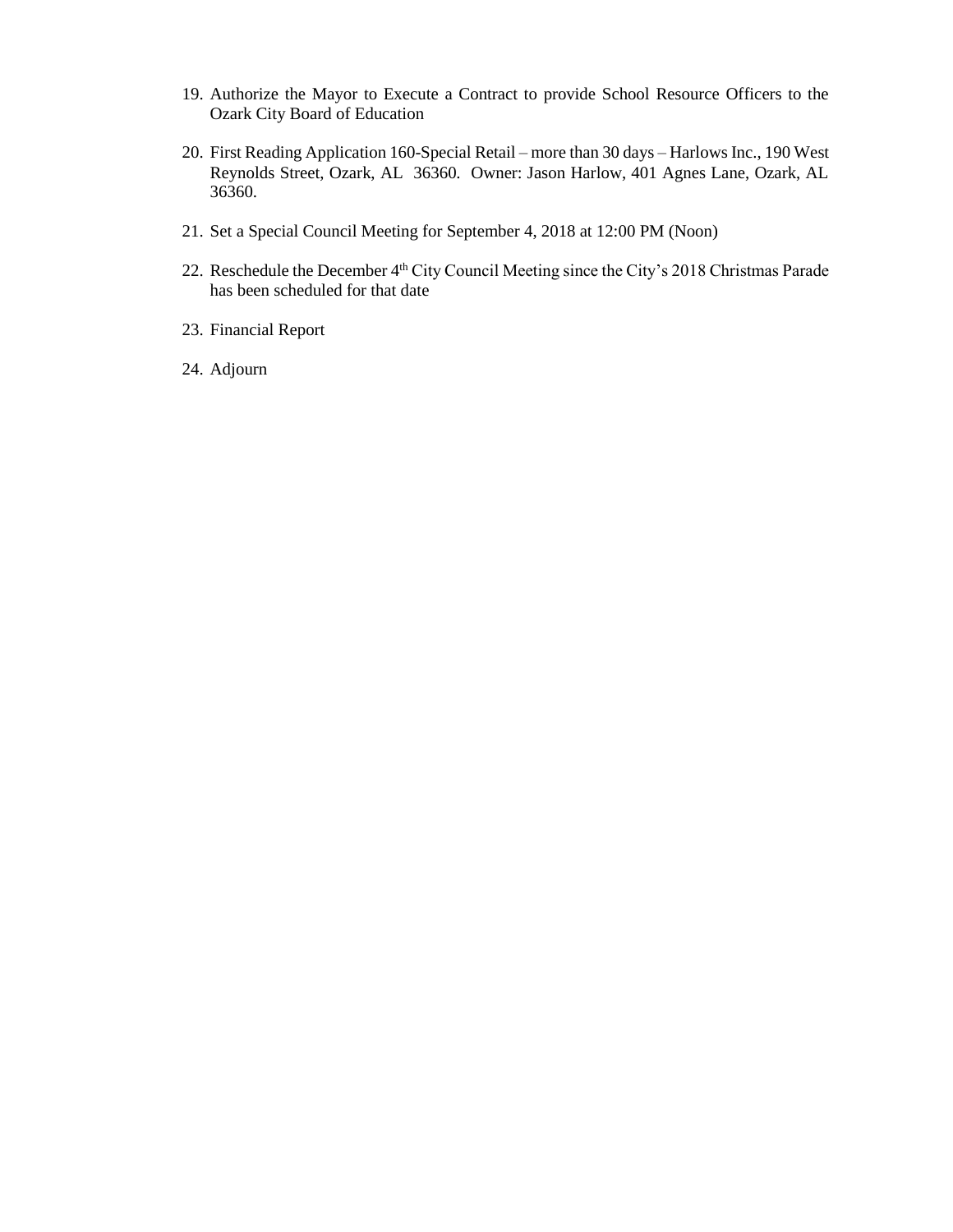19. Authorize the Mayor to Execute a Contract to provide School Resource Officers to the Ozark City Board of Education

20. First Reading Application 160-Special Retail – more than 30 days – Harlows Inc., 190 West Reynolds Street, Ozark, AL 36360. Owner: Jason Harlow, 401 Agnes Lane, Ozark, AL 36360.

21. Set a Special Council Meeting for September 4, 2018 at 12:00 PM (Noon)

22. Reschedule the December 4th City Council Meeting since the City's 2018 Christmas Parade has been scheduled for that date

23. Financial Report

24. Adjourn